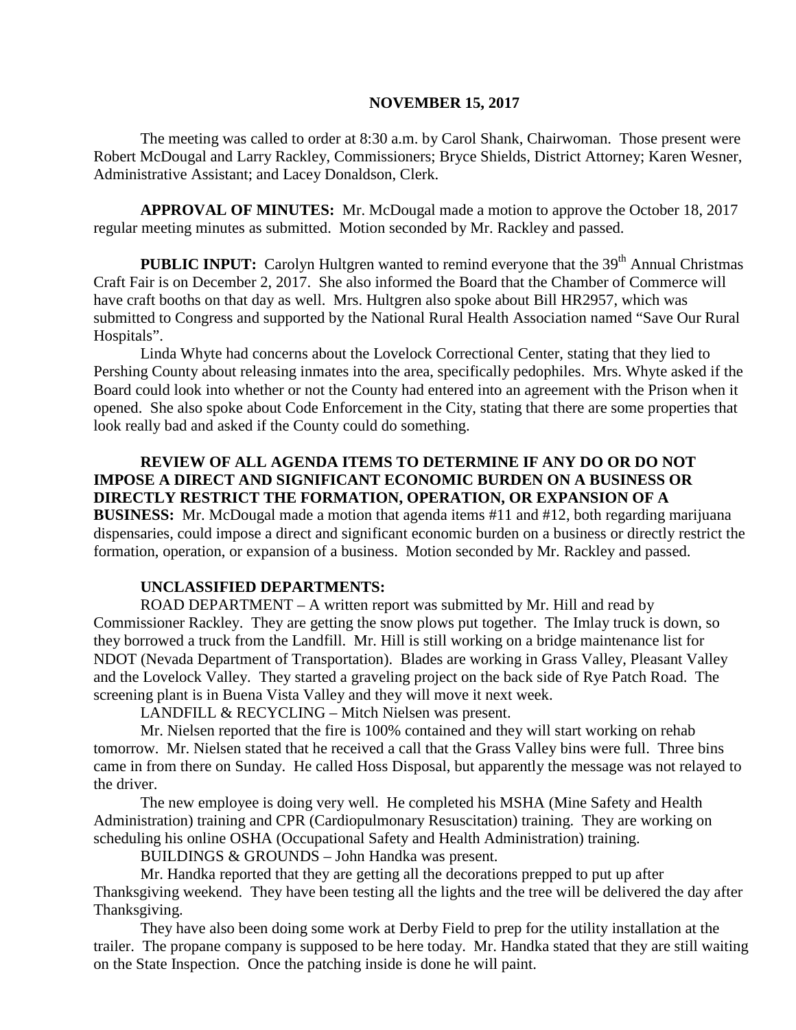**NOVEMBER 15, 2017**

The meeting was called to order at 8:30 a.m. by Carol Shank, Chairwoman. Those present were Robert McDougal and Larry Rackley, Commissioners; Bryce Shields, District Attorney; Karen Wesner, Administrative Assistant; and Lacey Donaldson, Clerk.

**APPROVAL OF MINUTES:** Mr. McDougal made a motion to approve the October 18, 2017 regular meeting minutes as submitted. Motion seconded by Mr. Rackley and passed.

**PUBLIC INPUT:** Carolyn Hultgren wanted to remind everyone that the 39th Annual Christmas Craft Fair is on December 2, 2017. She also informed the Board that the Chamber of Commerce will have craft booths on that day as well. Mrs. Hultgren also spoke about Bill HR2957, which was submitted to Congress and supported by the National Rural Health Association named "Save Our Rural Hospitals".

Linda Whyte had concerns about the Lovelock Correctional Center, stating that they lied to Pershing County about releasing inmates into the area, specifically pedophiles. Mrs. Whyte asked if the Board could look into whether or not the County had entered into an agreement with the Prison when it opened. She also spoke about Code Enforcement in the City, stating that there are some properties that look really bad and asked if the County could do something.

**REVIEW OF ALL AGENDA ITEMS TO DETERMINE IF ANY DO OR DO NOT IMPOSE A DIRECT AND SIGNIFICANT ECONOMIC BURDEN ON A BUSINESS OR DIRECTLY RESTRICT THE FORMATION, OPERATION, OR EXPANSION OF A BUSINESS:** Mr. McDougal made a motion that agenda items #11 and #12, both regarding marijuana dispensaries, could impose a direct and significant economic burden on a business or directly restrict the formation, operation, or expansion of a business. Motion seconded by Mr. Rackley and passed.

**UNCLASSIFIED DEPARTMENTS:**

ROAD DEPARTMENT – A written report was submitted by Mr. Hill and read by Commissioner Rackley. They are getting the snow plows put together. The Imlay truck is down, so they borrowed a truck from the Landfill. Mr. Hill is still working on a bridge maintenance list for NDOT (Nevada Department of Transportation). Blades are working in Grass Valley, Pleasant Valley and the Lovelock Valley. They started a graveling project on the back side of Rye Patch Road. The screening plant is in Buena Vista Valley and they will move it next week.

LANDFILL & RECYCLING – Mitch Nielsen was present.

Mr. Nielsen reported that the fire is 100% contained and they will start working on rehab tomorrow. Mr. Nielsen stated that he received a call that the Grass Valley bins were full. Three bins came in from there on Sunday. He called Hoss Disposal, but apparently the message was not relayed to the driver.

The new employee is doing very well. He completed his MSHA (Mine Safety and Health Administration) training and CPR (Cardiopulmonary Resuscitation) training. They are working on scheduling his online OSHA (Occupational Safety and Health Administration) training.

BUILDINGS & GROUNDS – John Handka was present.

Mr. Handka reported that they are getting all the decorations prepped to put up after Thanksgiving weekend. They have been testing all the lights and the tree will be delivered the day after Thanksgiving.

They have also been doing some work at Derby Field to prep for the utility installation at the trailer. The propane company is supposed to be here today. Mr. Handka stated that they are still waiting on the State Inspection. Once the patching inside is done he will paint.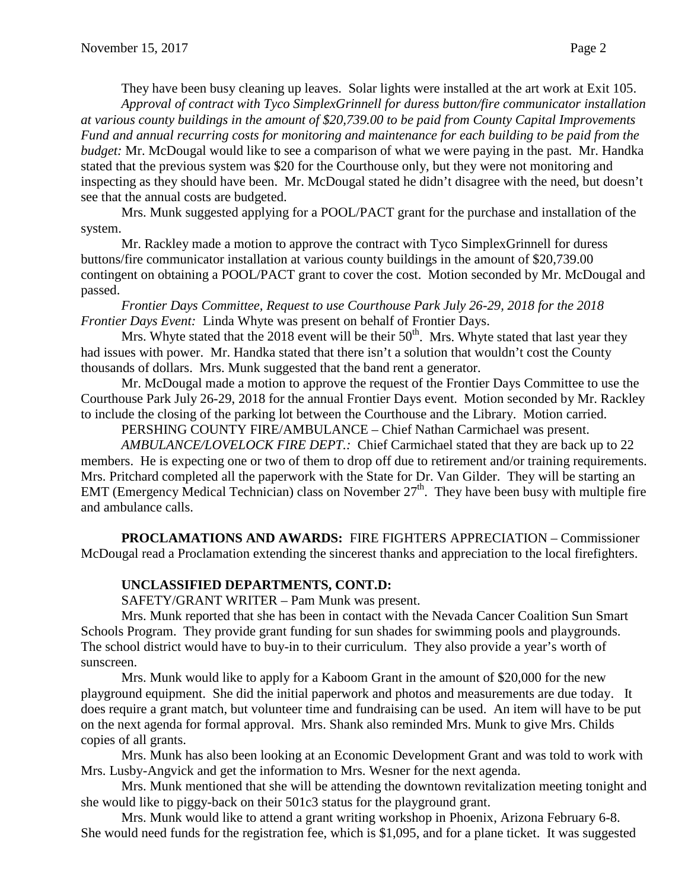They have been busy cleaning up leaves. Solar lights were installed at the art work at Exit 105.

*Approval of contract with Tyco SimplexGrinnell for duress button/fire communicator installation at various county buildings in the amount of $20,739.00 to be paid from County Capital Improvements Fund and annual recurring costs for monitoring and maintenance for each building to be paid from the budget:* Mr. McDougal would like to see a comparison of what we were paying in the past. Mr. Handka stated that the previous system was $20 for the Courthouse only, but they were not monitoring and inspecting as they should have been. Mr. McDougal stated he didn't disagree with the need, but doesn't see that the annual costs are budgeted.

Mrs. Munk suggested applying for a POOL/PACT grant for the purchase and installation of the system.

Mr. Rackley made a motion to approve the contract with Tyco SimplexGrinnell for duress buttons/fire communicator installation at various county buildings in the amount of $20,739.00 contingent on obtaining a POOL/PACT grant to cover the cost. Motion seconded by Mr. McDougal and passed.

*Frontier Days Committee, Request to use Courthouse Park July 26-29, 2018 for the 2018 Frontier Days Event:* Linda Whyte was present on behalf of Frontier Days.

Mrs. Whyte stated that the 2018 event will be their 50th. Mrs. Whyte stated that last year they had issues with power. Mr. Handka stated that there isn't a solution that wouldn't cost the County thousands of dollars. Mrs. Munk suggested that the band rent a generator.

Mr. McDougal made a motion to approve the request of the Frontier Days Committee to use the Courthouse Park July 26-29, 2018 for the annual Frontier Days event. Motion seconded by Mr. Rackley to include the closing of the parking lot between the Courthouse and the Library. Motion carried.

PERSHING COUNTY FIRE/AMBULANCE – Chief Nathan Carmichael was present.

*AMBULANCE/LOVELOCK FIRE DEPT.:* Chief Carmichael stated that they are back up to 22 members. He is expecting one or two of them to drop off due to retirement and/or training requirements. Mrs. Pritchard completed all the paperwork with the State for Dr. Van Gilder. They will be starting an EMT (Emergency Medical Technician) class on November 27th. They have been busy with multiple fire and ambulance calls.

**PROCLAMATIONS AND AWARDS:** FIRE FIGHTERS APPRECIATION – Commissioner McDougal read a Proclamation extending the sincerest thanks and appreciation to the local firefighters.

**UNCLASSIFIED DEPARTMENTS, CONT.D:**

SAFETY/GRANT WRITER – Pam Munk was present.

Mrs. Munk reported that she has been in contact with the Nevada Cancer Coalition Sun Smart Schools Program. They provide grant funding for sun shades for swimming pools and playgrounds. The school district would have to buy-in to their curriculum. They also provide a year's worth of sunscreen.

Mrs. Munk would like to apply for a Kaboom Grant in the amount of $20,000 for the new playground equipment. She did the initial paperwork and photos and measurements are due today. It does require a grant match, but volunteer time and fundraising can be used. An item will have to be put on the next agenda for formal approval. Mrs. Shank also reminded Mrs. Munk to give Mrs. Childs copies of all grants.

Mrs. Munk has also been looking at an Economic Development Grant and was told to work with Mrs. Lusby-Angvick and get the information to Mrs. Wesner for the next agenda.

Mrs. Munk mentioned that she will be attending the downtown revitalization meeting tonight and she would like to piggy-back on their 501c3 status for the playground grant.

Mrs. Munk would like to attend a grant writing workshop in Phoenix, Arizona February 6-8. She would need funds for the registration fee, which is $1,095, and for a plane ticket. It was suggested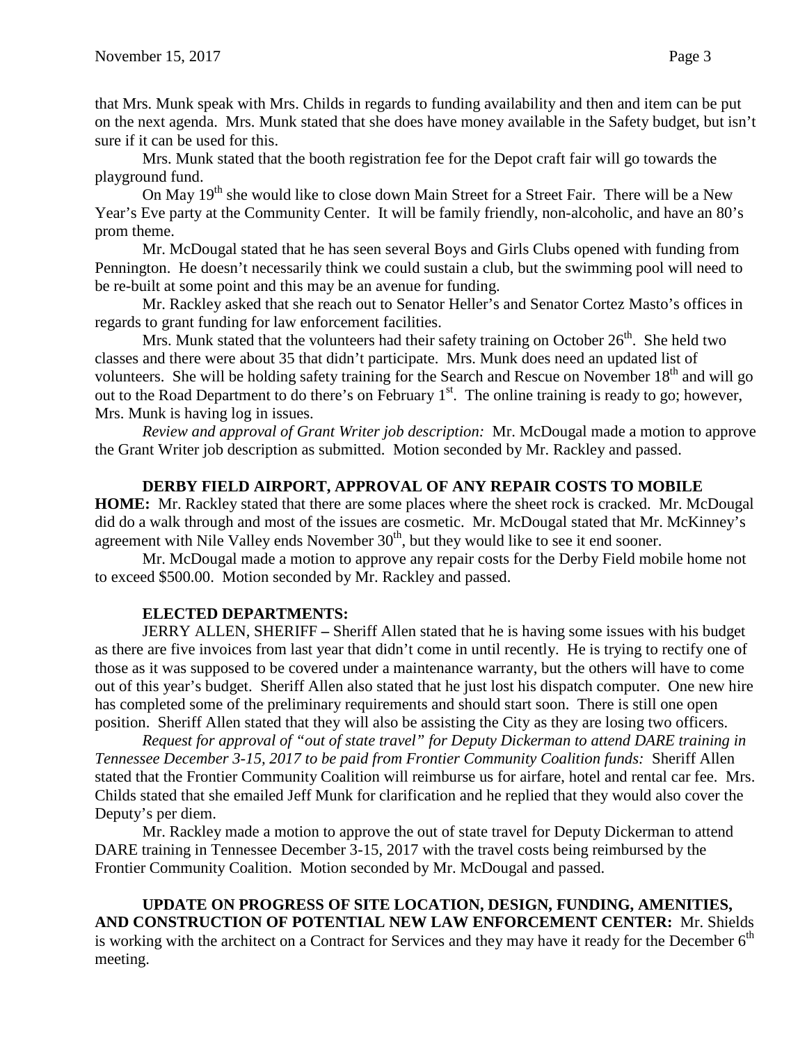that Mrs. Munk speak with Mrs. Childs in regards to funding availability and then and item can be put on the next agenda. Mrs. Munk stated that she does have money available in the Safety budget, but isn't sure if it can be used for this.

Mrs. Munk stated that the booth registration fee for the Depot craft fair will go towards the playground fund.

On May 19th she would like to close down Main Street for a Street Fair. There will be a New Year's Eve party at the Community Center. It will be family friendly, non-alcoholic, and have an 80's prom theme.

Mr. McDougal stated that he has seen several Boys and Girls Clubs opened with funding from Pennington. He doesn't necessarily think we could sustain a club, but the swimming pool will need to be re-built at some point and this may be an avenue for funding.

Mr. Rackley asked that she reach out to Senator Heller's and Senator Cortez Masto's offices in regards to grant funding for law enforcement facilities.

Mrs. Munk stated that the volunteers had their safety training on October 26th. She held two classes and there were about 35 that didn't participate. Mrs. Munk does need an updated list of volunteers. She will be holding safety training for the Search and Rescue on November 18th and will go out to the Road Department to do there's on February 1st. The online training is ready to go; however, Mrs. Munk is having log in issues.

*Review and approval of Grant Writer job description:* Mr. McDougal made a motion to approve the Grant Writer job description as submitted. Motion seconded by Mr. Rackley and passed.

**DERBY FIELD AIRPORT, APPROVAL OF ANY REPAIR COSTS TO MOBILE HOME:** Mr. Rackley stated that there are some places where the sheet rock is cracked. Mr. McDougal did do a walk through and most of the issues are cosmetic. Mr. McDougal stated that Mr. McKinney's agreement with Nile Valley ends November 30th, but they would like to see it end sooner.

Mr. McDougal made a motion to approve any repair costs for the Derby Field mobile home not to exceed $500.00. Motion seconded by Mr. Rackley and passed.

**ELECTED DEPARTMENTS:**

JERRY ALLEN, SHERIFF – Sheriff Allen stated that he is having some issues with his budget as there are five invoices from last year that didn't come in until recently. He is trying to rectify one of those as it was supposed to be covered under a maintenance warranty, but the others will have to come out of this year's budget. Sheriff Allen also stated that he just lost his dispatch computer. One new hire has completed some of the preliminary requirements and should start soon. There is still one open position. Sheriff Allen stated that they will also be assisting the City as they are losing two officers.

*Request for approval of "out of state travel" for Deputy Dickerman to attend DARE training in Tennessee December 3-15, 2017 to be paid from Frontier Community Coalition funds:* Sheriff Allen stated that the Frontier Community Coalition will reimburse us for airfare, hotel and rental car fee. Mrs. Childs stated that she emailed Jeff Munk for clarification and he replied that they would also cover the Deputy's per diem.

Mr. Rackley made a motion to approve the out of state travel for Deputy Dickerman to attend DARE training in Tennessee December 3-15, 2017 with the travel costs being reimbursed by the Frontier Community Coalition. Motion seconded by Mr. McDougal and passed.

**UPDATE ON PROGRESS OF SITE LOCATION, DESIGN, FUNDING, AMENITIES, AND CONSTRUCTION OF POTENTIAL NEW LAW ENFORCEMENT CENTER:** Mr. Shields is working with the architect on a Contract for Services and they may have it ready for the December 6th meeting.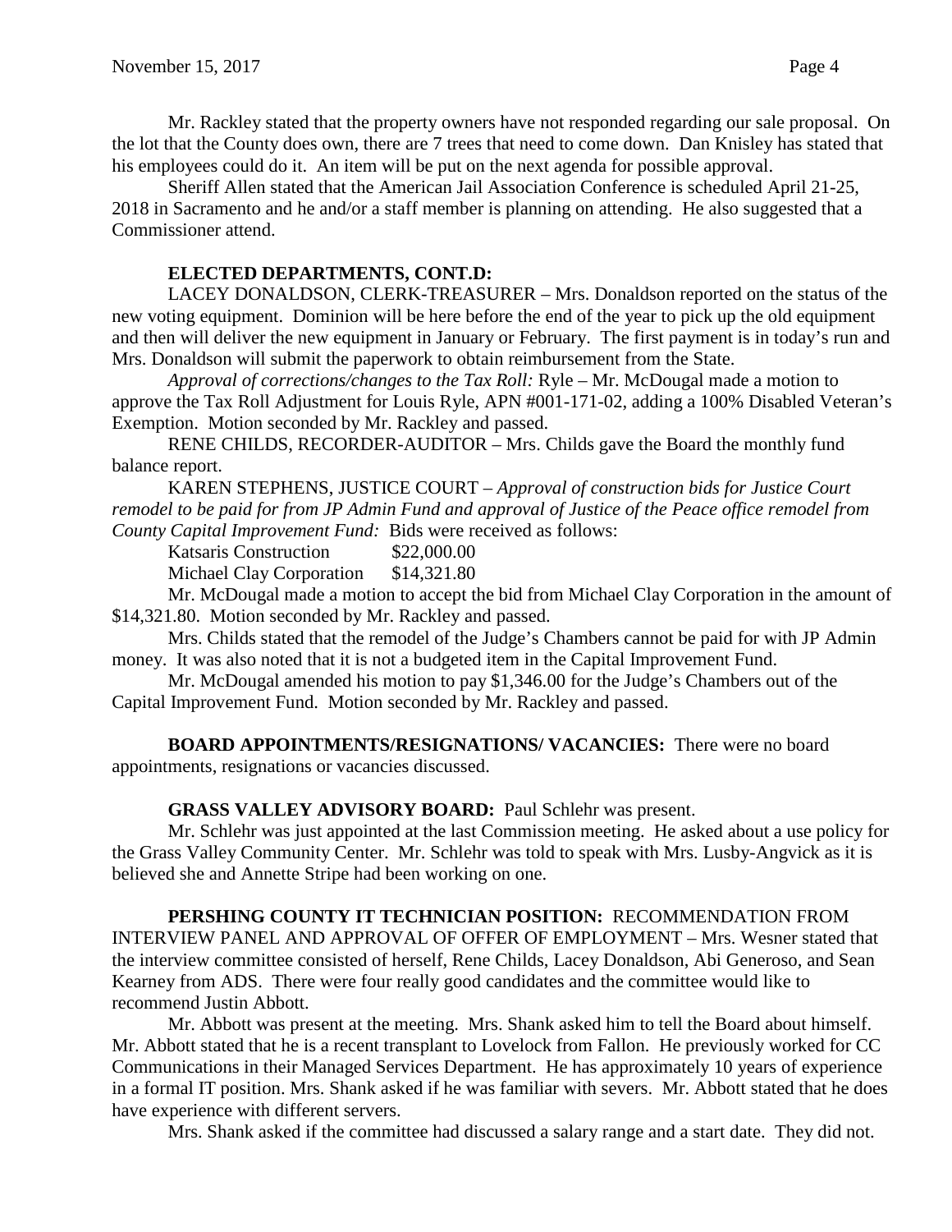Mr. Rackley stated that the property owners have not responded regarding our sale proposal. On the lot that the County does own, there are 7 trees that need to come down. Dan Knisley has stated that his employees could do it. An item will be put on the next agenda for possible approval.

Sheriff Allen stated that the American Jail Association Conference is scheduled April 21-25, 2018 in Sacramento and he and/or a staff member is planning on attending. He also suggested that a Commissioner attend.

**ELECTED DEPARTMENTS, CONT.D:**

LACEY DONALDSON, CLERK-TREASURER – Mrs. Donaldson reported on the status of the new voting equipment. Dominion will be here before the end of the year to pick up the old equipment and then will deliver the new equipment in January or February. The first payment is in today's run and Mrs. Donaldson will submit the paperwork to obtain reimbursement from the State.

*Approval of corrections/changes to the Tax Roll:* Ryle – Mr. McDougal made a motion to approve the Tax Roll Adjustment for Louis Ryle, APN #001-171-02, adding a 100% Disabled Veteran's Exemption. Motion seconded by Mr. Rackley and passed.

RENE CHILDS, RECORDER-AUDITOR – Mrs. Childs gave the Board the monthly fund balance report.

KAREN STEPHENS, JUSTICE COURT – *Approval of construction bids for Justice Court remodel to be paid for from JP Admin Fund and approval of Justice of the Peace office remodel from County Capital Improvement Fund:* Bids were received as follows:

Katsaris Construction $22,000.00
Michael Clay Corporation $14,321.80

Mr. McDougal made a motion to accept the bid from Michael Clay Corporation in the amount of $14,321.80. Motion seconded by Mr. Rackley and passed.

Mrs. Childs stated that the remodel of the Judge's Chambers cannot be paid for with JP Admin money. It was also noted that it is not a budgeted item in the Capital Improvement Fund.

Mr. McDougal amended his motion to pay $1,346.00 for the Judge's Chambers out of the Capital Improvement Fund. Motion seconded by Mr. Rackley and passed.

**BOARD APPOINTMENTS/RESIGNATIONS/ VACANCIES:** There were no board appointments, resignations or vacancies discussed.

**GRASS VALLEY ADVISORY BOARD:** Paul Schlehr was present.

Mr. Schlehr was just appointed at the last Commission meeting. He asked about a use policy for the Grass Valley Community Center. Mr. Schlehr was told to speak with Mrs. Lusby-Angvick as it is believed she and Annette Stripe had been working on one.

**PERSHING COUNTY IT TECHNICIAN POSITION:** RECOMMENDATION FROM INTERVIEW PANEL AND APPROVAL OF OFFER OF EMPLOYMENT – Mrs. Wesner stated that the interview committee consisted of herself, Rene Childs, Lacey Donaldson, Abi Generoso, and Sean Kearney from ADS. There were four really good candidates and the committee would like to recommend Justin Abbott.

Mr. Abbott was present at the meeting. Mrs. Shank asked him to tell the Board about himself. Mr. Abbott stated that he is a recent transplant to Lovelock from Fallon. He previously worked for CC Communications in their Managed Services Department. He has approximately 10 years of experience in a formal IT position. Mrs. Shank asked if he was familiar with severs. Mr. Abbott stated that he does have experience with different servers.

Mrs. Shank asked if the committee had discussed a salary range and a start date. They did not.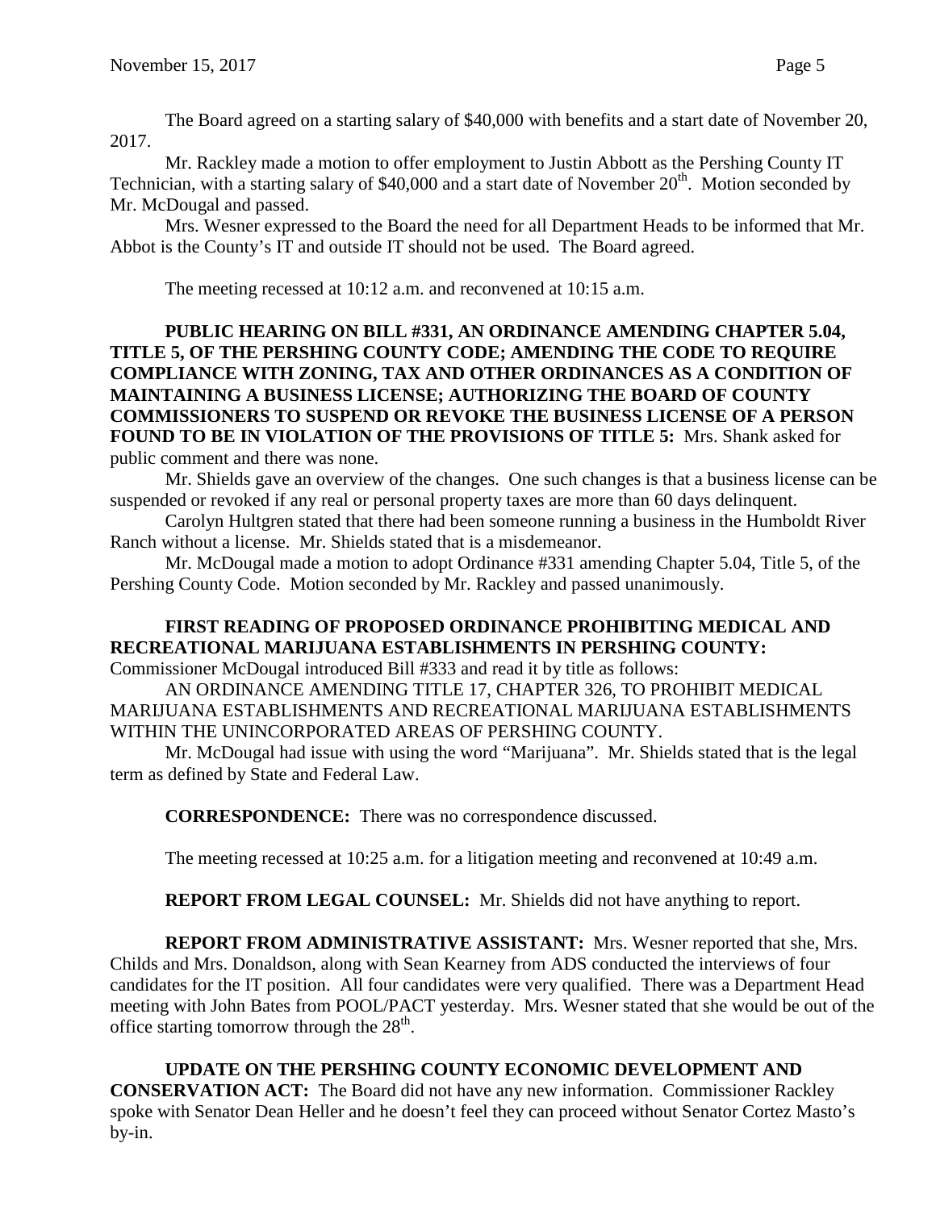The Board agreed on a starting salary of $40,000 with benefits and a start date of November 20, 2017.

Mr. Rackley made a motion to offer employment to Justin Abbott as the Pershing County IT Technician, with a starting salary of $40,000 and a start date of November 20th. Motion seconded by Mr. McDougal and passed.

Mrs. Wesner expressed to the Board the need for all Department Heads to be informed that Mr. Abbot is the County's IT and outside IT should not be used. The Board agreed.

The meeting recessed at 10:12 a.m. and reconvened at 10:15 a.m.

**PUBLIC HEARING ON BILL #331, AN ORDINANCE AMENDING CHAPTER 5.04, TITLE 5, OF THE PERSHING COUNTY CODE; AMENDING THE CODE TO REQUIRE COMPLIANCE WITH ZONING, TAX AND OTHER ORDINANCES AS A CONDITION OF MAINTAINING A BUSINESS LICENSE; AUTHORIZING THE BOARD OF COUNTY COMMISSIONERS TO SUSPEND OR REVOKE THE BUSINESS LICENSE OF A PERSON FOUND TO BE IN VIOLATION OF THE PROVISIONS OF TITLE 5:** Mrs. Shank asked for public comment and there was none.

Mr. Shields gave an overview of the changes. One such changes is that a business license can be suspended or revoked if any real or personal property taxes are more than 60 days delinquent.

Carolyn Hultgren stated that there had been someone running a business in the Humboldt River Ranch without a license. Mr. Shields stated that is a misdemeanor.

Mr. McDougal made a motion to adopt Ordinance #331 amending Chapter 5.04, Title 5, of the Pershing County Code. Motion seconded by Mr. Rackley and passed unanimously.

**FIRST READING OF PROPOSED ORDINANCE PROHIBITING MEDICAL AND RECREATIONAL MARIJUANA ESTABLISHMENTS IN PERSHING COUNTY:** Commissioner McDougal introduced Bill #333 and read it by title as follows:

AN ORDINANCE AMENDING TITLE 17, CHAPTER 326, TO PROHIBIT MEDICAL MARIJUANA ESTABLISHMENTS AND RECREATIONAL MARIJUANA ESTABLISHMENTS WITHIN THE UNINCORPORATED AREAS OF PERSHING COUNTY.

Mr. McDougal had issue with using the word "Marijuana". Mr. Shields stated that is the legal term as defined by State and Federal Law.

**CORRESPONDENCE:** There was no correspondence discussed.

The meeting recessed at 10:25 a.m. for a litigation meeting and reconvened at 10:49 a.m.

**REPORT FROM LEGAL COUNSEL:** Mr. Shields did not have anything to report.

**REPORT FROM ADMINISTRATIVE ASSISTANT:** Mrs. Wesner reported that she, Mrs. Childs and Mrs. Donaldson, along with Sean Kearney from ADS conducted the interviews of four candidates for the IT position. All four candidates were very qualified. There was a Department Head meeting with John Bates from POOL/PACT yesterday. Mrs. Wesner stated that she would be out of the office starting tomorrow through the 28th.

**UPDATE ON THE PERSHING COUNTY ECONOMIC DEVELOPMENT AND CONSERVATION ACT:** The Board did not have any new information. Commissioner Rackley spoke with Senator Dean Heller and he doesn't feel they can proceed without Senator Cortez Masto's by-in.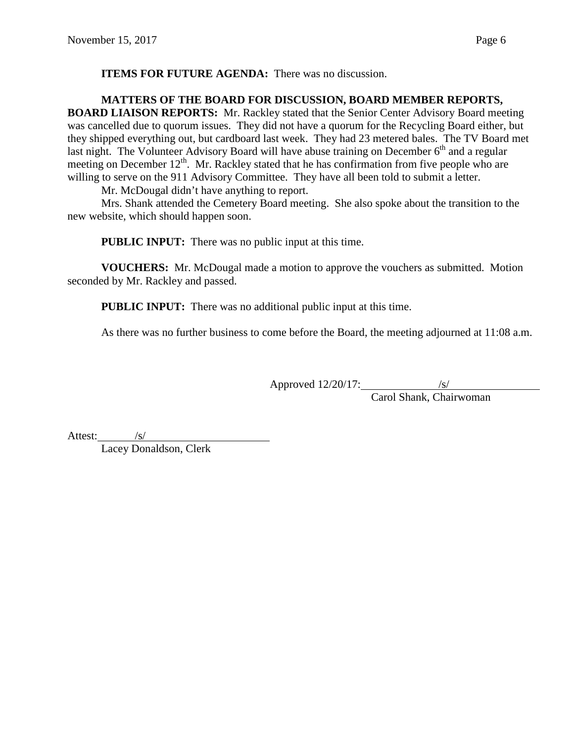**ITEMS FOR FUTURE AGENDA:** There was no discussion.

**MATTERS OF THE BOARD FOR DISCUSSION, BOARD MEMBER REPORTS, BOARD LIAISON REPORTS:** Mr. Rackley stated that the Senior Center Advisory Board meeting was cancelled due to quorum issues. They did not have a quorum for the Recycling Board either, but they shipped everything out, but cardboard last week. They had 23 metered bales. The TV Board met last night. The Volunteer Advisory Board will have abuse training on December 6th and a regular meeting on December 12th. Mr. Rackley stated that he has confirmation from five people who are willing to serve on the 911 Advisory Committee. They have all been told to submit a letter.

Mr. McDougal didn't have anything to report.

Mrs. Shank attended the Cemetery Board meeting. She also spoke about the transition to the new website, which should happen soon.

**PUBLIC INPUT:** There was no public input at this time.

**VOUCHERS:** Mr. McDougal made a motion to approve the vouchers as submitted. Motion seconded by Mr. Rackley and passed.

**PUBLIC INPUT:** There was no additional public input at this time.

As there was no further business to come before the Board, the meeting adjourned at 11:08 a.m.

Approved 12/20/17: /s/
Carol Shank, Chairwoman

Attest: /s/
Lacey Donaldson, Clerk